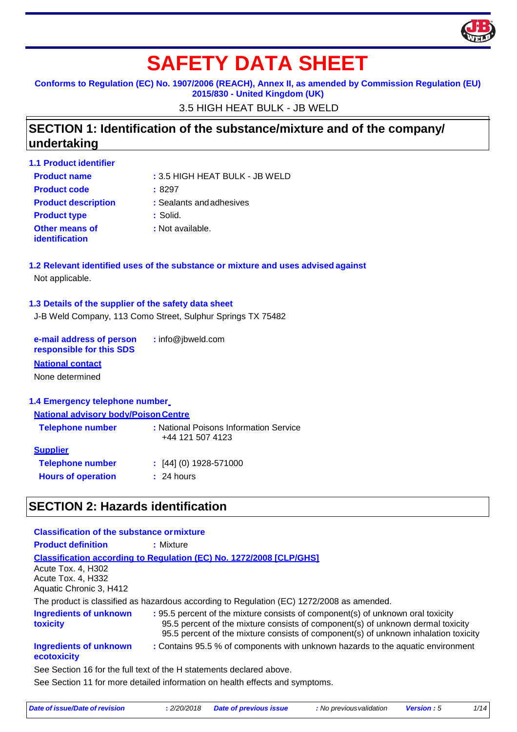# SAFETY DATA SHEET

**Conforms to Regulation (EC) No. 1907/2006 (REACH), Annex II, as amended by Commission Regulation (EU) 2015/830 - United Kingdom (UK)**

3.5 HIGH HEAT BULK - JB WELD

## SECTION 1: Identification of the substance/mixture and of the company/ undertaking

### 1.1 Product identifier

**Product name** : 3.5 HIGH HEAT BULK - JB WELD

**Product code** : 8297

**Product description** : Sealants and adhesives

**Product type** : Solid.

**Other means of identification** : Not available.

### 1.2 Relevant identified uses of the substance or mixture and uses advised against

Not applicable.

### 1.3 Details of the supplier of the safety data sheet

J-B Weld Company, 113 Como Street, Sulphur Springs TX 75482

**e-mail address of person responsible for this SDS** : info@jbweld.com

**National contact**

None determined

### 1.4 Emergency telephone number

**National advisory body/Poison Centre**

**Telephone number** : National Poisons Information Service +44 121 507 4123

**Supplier**

**Telephone number** : [44] (0) 1928-571000

**Hours of operation** : 24 hours

## SECTION 2: Hazards identification

**Classification of the substance or mixture**

**Product definition** : Mixture

**Classification according to Regulation (EC) No. 1272/2008 [CLP/GHS]**

Acute Tox. 4, H302
Acute Tox. 4, H332
Aquatic Chronic 3, H412

The product is classified as hazardous according to Regulation (EC) 1272/2008 as amended.

**Ingredients of unknown toxicity** : 95.5 percent of the mixture consists of component(s) of unknown oral toxicity
95.5 percent of the mixture consists of component(s) of unknown dermal toxicity
95.5 percent of the mixture consists of component(s) of unknown inhalation toxicity

**Ingredients of unknown ecotoxicity** : Contains 95.5 % of components with unknown hazards to the aquatic environment

See Section 16 for the full text of the H statements declared above.

See Section 11 for more detailed information on health effects and symptoms.

*Date of issue/Date of revision : 2/20/2018 | Date of previous issue : No previous validation | Version : 5*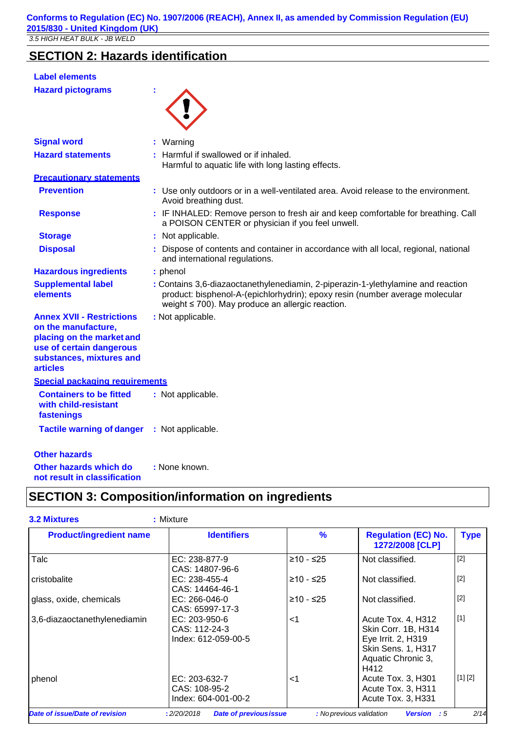## SECTION 2: Hazards identification

**Label elements**

**Hazard pictograms** :

**Signal word** : Warning

**Hazard statements** : Harmful if swallowed or if inhaled.
Harmful to aquatic life with long lasting effects.

**Precautionary statements**

**Prevention** : Use only outdoors or in a well-ventilated area. Avoid release to the environment. Avoid breathing dust.

**Response** : IF INHALED: Remove person to fresh air and keep comfortable for breathing. Call a POISON CENTER or physician if you feel unwell.

**Storage** : Not applicable.

**Disposal** : Dispose of contents and container in accordance with all local, regional, national and international regulations.

**Hazardous ingredients** : phenol

**Supplemental label elements** : Contains 3,6-diazaoctanethylenediamin, 2-piperazin-1-ylethylamine and reaction product: bisphenol-A-(epichlorhydrin); epoxy resin (number average molecular weight ≤ 700). May produce an allergic reaction.

**Annex XVII - Restrictions on the manufacture, placing on the market and use of certain dangerous substances, mixtures and articles** : Not applicable.

**Special packaging requirements**

**Containers to be fitted with child-resistant fastenings** : Not applicable.

**Tactile warning of danger** : Not applicable.

**Other hazards**

**Other hazards which do not result in classification** : None known.

## SECTION 3: Composition/information on ingredients

**3.2 Mixtures** : Mixture

| Product/ingredient name | Identifiers | % | Regulation (EC) No. 1272/2008 [CLP] | Type |
|---|---|---|---|---|
| Talc | EC: 238-877-9<br>CAS: 14807-96-6 | ≥10 - ≤25 | Not classified. | [2] |
| cristobalite | EC: 238-455-4<br>CAS: 14464-46-1 | ≥10 - ≤25 | Not classified. | [2] |
| glass, oxide, chemicals | EC: 266-046-0<br>CAS: 65997-17-3 | ≥10 - ≤25 | Not classified. | [2] |
| 3,6-diazaoctanethylenediamin | EC: 203-950-6<br>CAS: 112-24-3<br>Index: 612-059-00-5 | <1 | Acute Tox. 4, H312<br>Skin Corr. 1B, H314<br>Eye Irrit. 2, H319<br>Skin Sens. 1, H317<br>Aquatic Chronic 3, H412 | [1] |
| phenol | EC: 203-632-7<br>CAS: 108-95-2<br>Index: 604-001-00-2 | <1 | Acute Tox. 3, H301<br>Acute Tox. 3, H311<br>Acute Tox. 3, H331 | [1] [2] |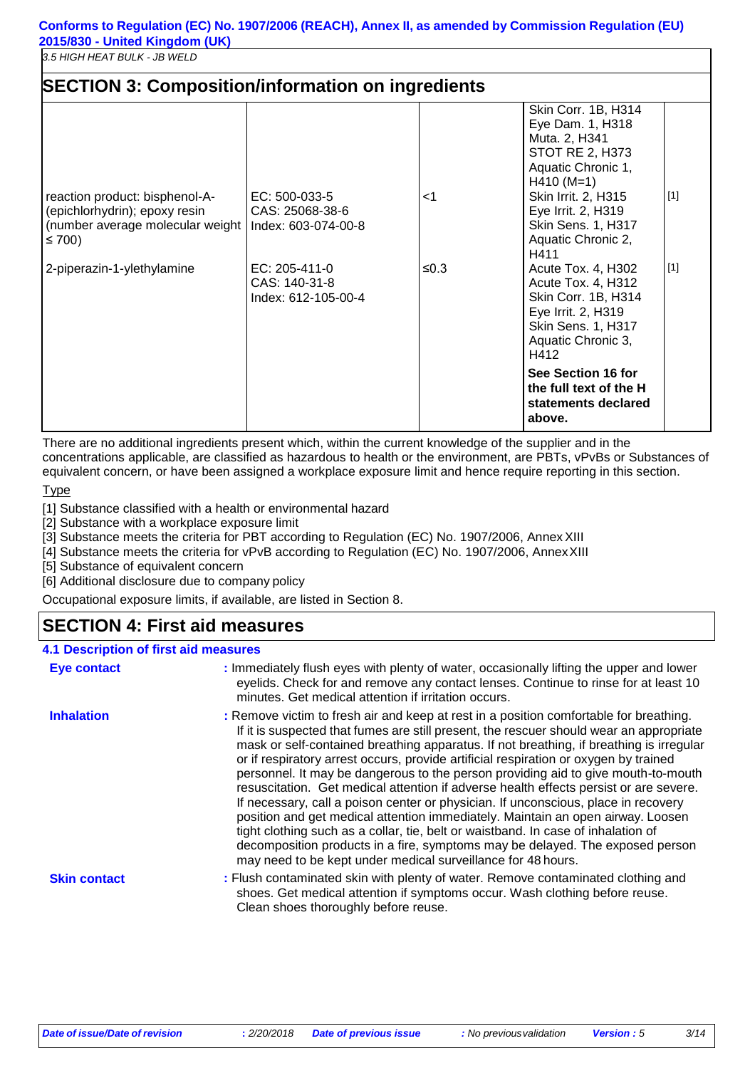## SECTION 3: Composition/information on ingredients

| | | | | |
|---|---|---|---|---|
| | | | Skin Corr. 1B, H314<br>Eye Dam. 1, H318<br>Muta. 2, H341<br>STOT RE 2, H373<br>Aquatic Chronic 1, H410 (M=1) | |
| reaction product: bisphenol-A-(epichlorhydrin); epoxy resin (number average molecular weight ≤ 700) | EC: 500-033-5<br>CAS: 25068-38-6<br>Index: 603-074-00-8 | <1 | Skin Irrit. 2, H315<br>Eye Irrit. 2, H319<br>Skin Sens. 1, H317<br>Aquatic Chronic 2, H411 | [1] |
| 2-piperazin-1-ylethylamine | EC: 205-411-0<br>CAS: 140-31-8<br>Index: 612-105-00-4 | ≤0.3 | Acute Tox. 4, H302<br>Acute Tox. 4, H312<br>Skin Corr. 1B, H314<br>Eye Irrit. 2, H319<br>Skin Sens. 1, H317<br>Aquatic Chronic 3, H412 | [1] |
| | | | **See Section 16 for the full text of the H statements declared above.** | |

There are no additional ingredients present which, within the current knowledge of the supplier and in the concentrations applicable, are classified as hazardous to health or the environment, are PBTs, vPvBs or Substances of equivalent concern, or have been assigned a workplace exposure limit and hence require reporting in this section.

Type

[1] Substance classified with a health or environmental hazard
[2] Substance with a workplace exposure limit
[3] Substance meets the criteria for PBT according to Regulation (EC) No. 1907/2006, Annex XIII
[4] Substance meets the criteria for vPvB according to Regulation (EC) No. 1907/2006, Annex XIII
[5] Substance of equivalent concern
[6] Additional disclosure due to company policy

Occupational exposure limits, if available, are listed in Section 8.

## SECTION 4: First aid measures

### 4.1 Description of first aid measures

**Eye contact** : Immediately flush eyes with plenty of water, occasionally lifting the upper and lower eyelids. Check for and remove any contact lenses. Continue to rinse for at least 10 minutes. Get medical attention if irritation occurs.

**Inhalation** : Remove victim to fresh air and keep at rest in a position comfortable for breathing. If it is suspected that fumes are still present, the rescuer should wear an appropriate mask or self-contained breathing apparatus. If not breathing, if breathing is irregular or if respiratory arrest occurs, provide artificial respiration or oxygen by trained personnel. It may be dangerous to the person providing aid to give mouth-to-mouth resuscitation. Get medical attention if adverse health effects persist or are severe. If necessary, call a poison center or physician. If unconscious, place in recovery position and get medical attention immediately. Maintain an open airway. Loosen tight clothing such as a collar, tie, belt or waistband. In case of inhalation of decomposition products in a fire, symptoms may be delayed. The exposed person may need to be kept under medical surveillance for 48 hours.

**Skin contact** : Flush contaminated skin with plenty of water. Remove contaminated clothing and shoes. Get medical attention if symptoms occur. Wash clothing before reuse. Clean shoes thoroughly before reuse.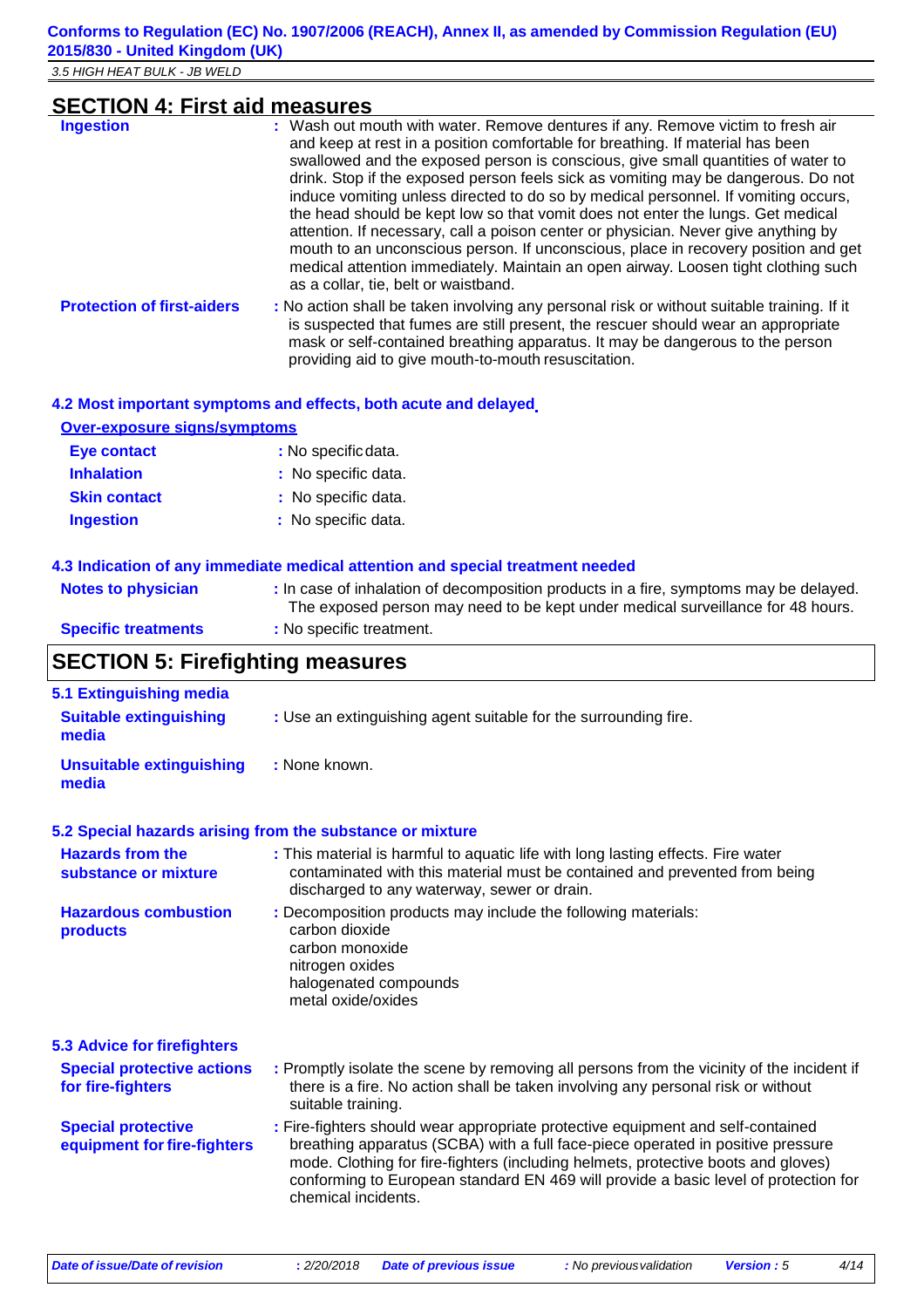## SECTION 4: First aid measures

**Ingestion** : Wash out mouth with water. Remove dentures if any. Remove victim to fresh air and keep at rest in a position comfortable for breathing. If material has been swallowed and the exposed person is conscious, give small quantities of water to drink. Stop if the exposed person feels sick as vomiting may be dangerous. Do not induce vomiting unless directed to do so by medical personnel. If vomiting occurs, the head should be kept low so that vomit does not enter the lungs. Get medical attention. If necessary, call a poison center or physician. Never give anything by mouth to an unconscious person. If unconscious, place in recovery position and get medical attention immediately. Maintain an open airway. Loosen tight clothing such as a collar, tie, belt or waistband.

**Protection of first-aiders** : No action shall be taken involving any personal risk or without suitable training. If it is suspected that fumes are still present, the rescuer should wear an appropriate mask or self-contained breathing apparatus. It may be dangerous to the person providing aid to give mouth-to-mouth resuscitation.

### 4.2 Most important symptoms and effects, both acute and delayed

**Over-exposure signs/symptoms**

**Eye contact** : No specific data.

**Inhalation** : No specific data.

**Skin contact** : No specific data.

**Ingestion** : No specific data.

### 4.3 Indication of any immediate medical attention and special treatment needed

**Notes to physician** : In case of inhalation of decomposition products in a fire, symptoms may be delayed. The exposed person may need to be kept under medical surveillance for 48 hours.

**Specific treatments** : No specific treatment.

## SECTION 5: Firefighting measures

### 5.1 Extinguishing media

**Suitable extinguishing media** : Use an extinguishing agent suitable for the surrounding fire.

**Unsuitable extinguishing media** : None known.

### 5.2 Special hazards arising from the substance or mixture

**Hazards from the substance or mixture** : This material is harmful to aquatic life with long lasting effects. Fire water contaminated with this material must be contained and prevented from being discharged to any waterway, sewer or drain.

**Hazardous combustion products** : Decomposition products may include the following materials:
carbon dioxide
carbon monoxide
nitrogen oxides
halogenated compounds
metal oxide/oxides

### 5.3 Advice for firefighters

**Special protective actions for fire-fighters** : Promptly isolate the scene by removing all persons from the vicinity of the incident if there is a fire. No action shall be taken involving any personal risk or without suitable training.

**Special protective equipment for fire-fighters** : Fire-fighters should wear appropriate protective equipment and self-contained breathing apparatus (SCBA) with a full face-piece operated in positive pressure mode. Clothing for fire-fighters (including helmets, protective boots and gloves) conforming to European standard EN 469 will provide a basic level of protection for chemical incidents.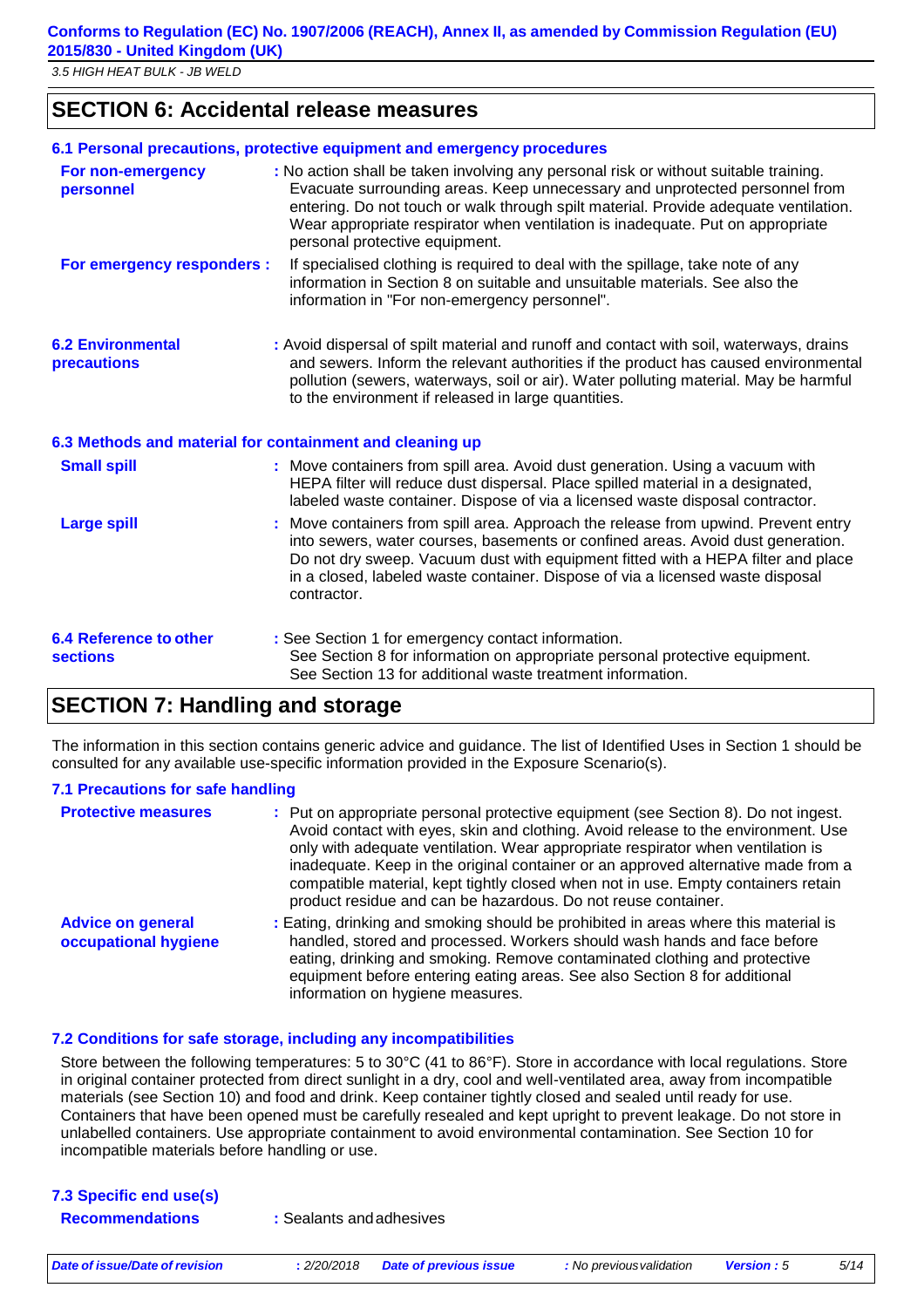## SECTION 6: Accidental release measures

### 6.1 Personal precautions, protective equipment and emergency procedures

**For non-emergency personnel** : No action shall be taken involving any personal risk or without suitable training. Evacuate surrounding areas. Keep unnecessary and unprotected personnel from entering. Do not touch or walk through spilt material. Provide adequate ventilation. Wear appropriate respirator when ventilation is inadequate. Put on appropriate personal protective equipment.

**For emergency responders :** If specialised clothing is required to deal with the spillage, take note of any information in Section 8 on suitable and unsuitable materials. See also the information in "For non-emergency personnel".

**6.2 Environmental precautions** : Avoid dispersal of spilt material and runoff and contact with soil, waterways, drains and sewers. Inform the relevant authorities if the product has caused environmental pollution (sewers, waterways, soil or air). Water polluting material. May be harmful to the environment if released in large quantities.

### 6.3 Methods and material for containment and cleaning up

**Small spill** : Move containers from spill area. Avoid dust generation. Using a vacuum with HEPA filter will reduce dust dispersal. Place spilled material in a designated, labeled waste container. Dispose of via a licensed waste disposal contractor.

**Large spill** : Move containers from spill area. Approach the release from upwind. Prevent entry into sewers, water courses, basements or confined areas. Avoid dust generation. Do not dry sweep. Vacuum dust with equipment fitted with a HEPA filter and place in a closed, labeled waste container. Dispose of via a licensed waste disposal contractor.

**6.4 Reference to other sections** : See Section 1 for emergency contact information.
See Section 8 for information on appropriate personal protective equipment.
See Section 13 for additional waste treatment information.

## SECTION 7: Handling and storage

The information in this section contains generic advice and guidance. The list of Identified Uses in Section 1 should be consulted for any available use-specific information provided in the Exposure Scenario(s).

### 7.1 Precautions for safe handling

**Protective measures** : Put on appropriate personal protective equipment (see Section 8). Do not ingest. Avoid contact with eyes, skin and clothing. Avoid release to the environment. Use only with adequate ventilation. Wear appropriate respirator when ventilation is inadequate. Keep in the original container or an approved alternative made from a compatible material, kept tightly closed when not in use. Empty containers retain product residue and can be hazardous. Do not reuse container.

**Advice on general occupational hygiene** : Eating, drinking and smoking should be prohibited in areas where this material is handled, stored and processed. Workers should wash hands and face before eating, drinking and smoking. Remove contaminated clothing and protective equipment before entering eating areas. See also Section 8 for additional information on hygiene measures.

### 7.2 Conditions for safe storage, including any incompatibilities

Store between the following temperatures: 5 to 30°C (41 to 86°F). Store in accordance with local regulations. Store in original container protected from direct sunlight in a dry, cool and well-ventilated area, away from incompatible materials (see Section 10) and food and drink. Keep container tightly closed and sealed until ready for use. Containers that have been opened must be carefully resealed and kept upright to prevent leakage. Do not store in unlabelled containers. Use appropriate containment to avoid environmental contamination. See Section 10 for incompatible materials before handling or use.

### 7.3 Specific end use(s)

**Recommendations** : Sealants and adhesives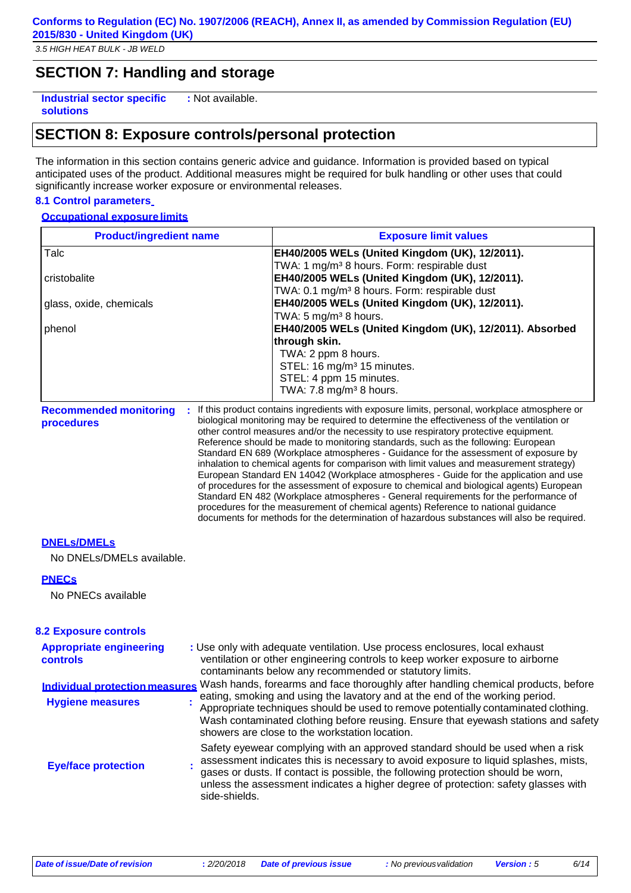## SECTION 7: Handling and storage

**Industrial sector specific solutions** : Not available.

## SECTION 8: Exposure controls/personal protection

The information in this section contains generic advice and guidance. Information is provided based on typical anticipated uses of the product. Additional measures might be required for bulk handling or other uses that could significantly increase worker exposure or environmental releases.

### 8.1 Control parameters

**Occupational exposure limits**

| Product/ingredient name | Exposure limit values |
|---|---|
| Talc | **EH40/2005 WELs (United Kingdom (UK), 12/2011).**<br>TWA: 1 mg/m³ 8 hours. Form: respirable dust |
| cristobalite | **EH40/2005 WELs (United Kingdom (UK), 12/2011).**<br>TWA: 0.1 mg/m³ 8 hours. Form: respirable dust |
| glass, oxide, chemicals | **EH40/2005 WELs (United Kingdom (UK), 12/2011).**<br>TWA: 5 mg/m³ 8 hours. |
| phenol | **EH40/2005 WELs (United Kingdom (UK), 12/2011). Absorbed through skin.**<br>TWA: 2 ppm 8 hours.<br>STEL: 16 mg/m³ 15 minutes.<br>STEL: 4 ppm 15 minutes.<br>TWA: 7.8 mg/m³ 8 hours. |

**Recommended monitoring procedures** : If this product contains ingredients with exposure limits, personal, workplace atmosphere or biological monitoring may be required to determine the effectiveness of the ventilation or other control measures and/or the necessity to use respiratory protective equipment. Reference should be made to monitoring standards, such as the following: European Standard EN 689 (Workplace atmospheres - Guidance for the assessment of exposure by inhalation to chemical agents for comparison with limit values and measurement strategy) European Standard EN 14042 (Workplace atmospheres - Guide for the application and use of procedures for the assessment of exposure to chemical and biological agents) European Standard EN 482 (Workplace atmospheres - General requirements for the performance of procedures for the measurement of chemical agents) Reference to national guidance documents for methods for the determination of hazardous substances will also be required.

**DNELs/DMELs**

No DNELs/DMELs available.

**PNECs**

No PNECs available

### 8.2 Exposure controls

**Appropriate engineering controls** : Use only with adequate ventilation. Use process enclosures, local exhaust ventilation or other engineering controls to keep worker exposure to airborne contaminants below any recommended or statutory limits.

**Individual protection measures**

**Hygiene measures** : Wash hands, forearms and face thoroughly after handling chemical products, before eating, smoking and using the lavatory and at the end of the working period. Appropriate techniques should be used to remove potentially contaminated clothing. Wash contaminated clothing before reusing. Ensure that eyewash stations and safety showers are close to the workstation location.

**Eye/face protection** : Safety eyewear complying with an approved standard should be used when a risk assessment indicates this is necessary to avoid exposure to liquid splashes, mists, gases or dusts. If contact is possible, the following protection should be worn, unless the assessment indicates a higher degree of protection: safety glasses with side-shields.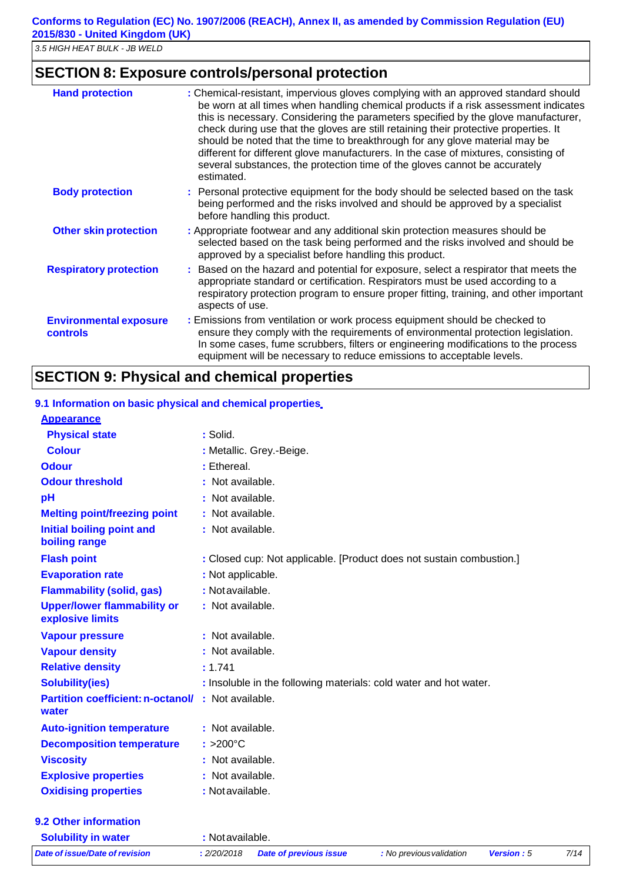## SECTION 8: Exposure controls/personal protection

| | |
|---|---|
| **Hand protection** | : Chemical-resistant, impervious gloves complying with an approved standard should be worn at all times when handling chemical products if a risk assessment indicates this is necessary. Considering the parameters specified by the glove manufacturer, check during use that the gloves are still retaining their protective properties. It should be noted that the time to breakthrough for any glove material may be different for different glove manufacturers. In the case of mixtures, consisting of several substances, the protection time of the gloves cannot be accurately estimated. |
| **Body protection** | : Personal protective equipment for the body should be selected based on the task being performed and the risks involved and should be approved by a specialist before handling this product. |
| **Other skin protection** | : Appropriate footwear and any additional skin protection measures should be selected based on the task being performed and the risks involved and should be approved by a specialist before handling this product. |
| **Respiratory protection** | : Based on the hazard and potential for exposure, select a respirator that meets the appropriate standard or certification. Respirators must be used according to a respiratory protection program to ensure proper fitting, training, and other important aspects of use. |
| **Environmental exposure controls** | : Emissions from ventilation or work process equipment should be checked to ensure they comply with the requirements of environmental protection legislation. In some cases, fume scrubbers, filters or engineering modifications to the process equipment will be necessary to reduce emissions to acceptable levels. |

## SECTION 9: Physical and chemical properties

### 9.1 Information on basic physical and chemical properties

**Appearance**

| | |
|---|---|
| **Physical state** | : Solid. |
| **Colour** | : Metallic. Grey.-Beige. |
| **Odour** | : Ethereal. |
| **Odour threshold** | : Not available. |
| **pH** | : Not available. |
| **Melting point/freezing point** | : Not available. |
| **Initial boiling point and boiling range** | : Not available. |
| **Flash point** | : Closed cup: Not applicable. [Product does not sustain combustion.] |
| **Evaporation rate** | : Not applicable. |
| **Flammability (solid, gas)** | : Not available. |
| **Upper/lower flammability or explosive limits** | : Not available. |
| **Vapour pressure** | : Not available. |
| **Vapour density** | : Not available. |
| **Relative density** | : 1.741 |
| **Solubility(ies)** | : Insoluble in the following materials: cold water and hot water. |
| **Partition coefficient: n-octanol/water** | : Not available. |
| **Auto-ignition temperature** | : Not available. |
| **Decomposition temperature** | : >200°C |
| **Viscosity** | : Not available. |
| **Explosive properties** | : Not available. |
| **Oxidising properties** | : Not available. |

### 9.2 Other information

| | |
|---|---|
| **Solubility in water** | : Not available. |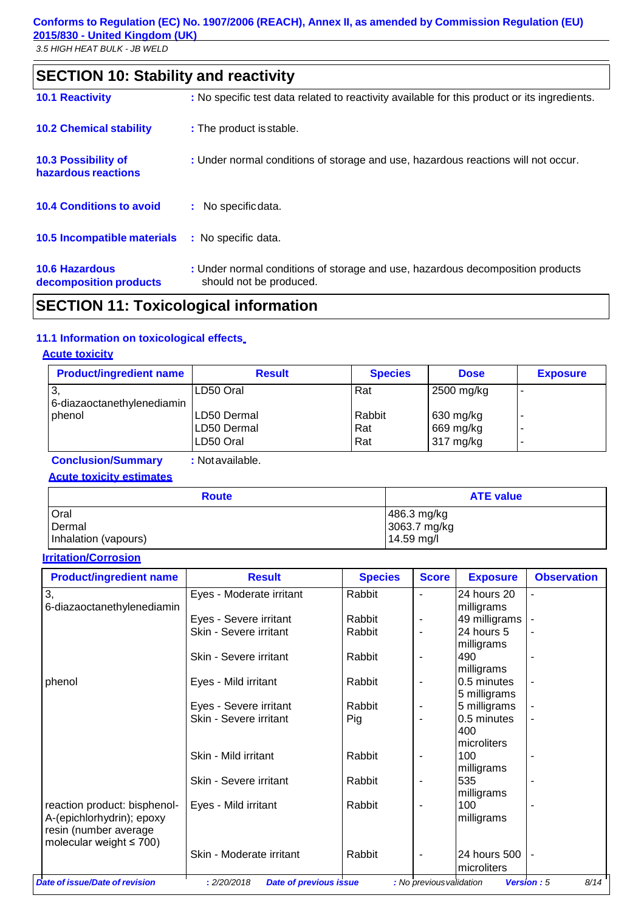## SECTION 10: Stability and reactivity

**10.1 Reactivity** : No specific test data related to reactivity available for this product or its ingredients.

**10.2 Chemical stability** : The product is stable.

**10.3 Possibility of hazardous reactions** : Under normal conditions of storage and use, hazardous reactions will not occur.

**10.4 Conditions to avoid** : No specific data.

**10.5 Incompatible materials** : No specific data.

**10.6 Hazardous decomposition products** : Under normal conditions of storage and use, hazardous decomposition products should not be produced.

## SECTION 11: Toxicological information

### 11.1 Information on toxicological effects

**Acute toxicity**

| Product/ingredient name | Result | Species | Dose | Exposure |
|---|---|---|---|---|
| 3,6-diazaoctanethylenediamin | LD50 Oral | Rat | 2500 mg/kg | - |
| phenol | LD50 Dermal | Rabbit | 630 mg/kg | - |
| | LD50 Dermal | Rat | 669 mg/kg | - |
| | LD50 Oral | Rat | 317 mg/kg | - |

**Conclusion/Summary** : Not available.

**Acute toxicity estimates**

| Route | ATE value |
|---|---|
| Oral | 486.3 mg/kg |
| Dermal | 3063.7 mg/kg |
| Inhalation (vapours) | 14.59 mg/l |

**Irritation/Corrosion**

| Product/ingredient name | Result | Species | Score | Exposure | Observation |
|---|---|---|---|---|---|
| 3,6-diazaoctanethylenediamin | Eyes - Moderate irritant | Rabbit | - | 24 hours 20 milligrams | - |
| | Eyes - Severe irritant | Rabbit | - | 49 milligrams | - |
| | Skin - Severe irritant | Rabbit | - | 24 hours 5 milligrams | - |
| | Skin - Severe irritant | Rabbit | - | 490 milligrams | - |
| phenol | Eyes - Mild irritant | Rabbit | - | 0.5 minutes 5 milligrams | - |
| | Eyes - Severe irritant | Rabbit | - | 5 milligrams | - |
| | Skin - Severe irritant | Pig | - | 0.5 minutes 400 microliters | - |
| | Skin - Mild irritant | Rabbit | - | 100 milligrams | - |
| | Skin - Severe irritant | Rabbit | - | 535 milligrams | - |
| reaction product: bisphenol-A-(epichlorhydrin); epoxy resin (number average molecular weight ≤ 700) | Eyes - Mild irritant | Rabbit | - | 100 milligrams | - |
| | Skin - Moderate irritant | Rabbit | - | 24 hours 500 microliters | - |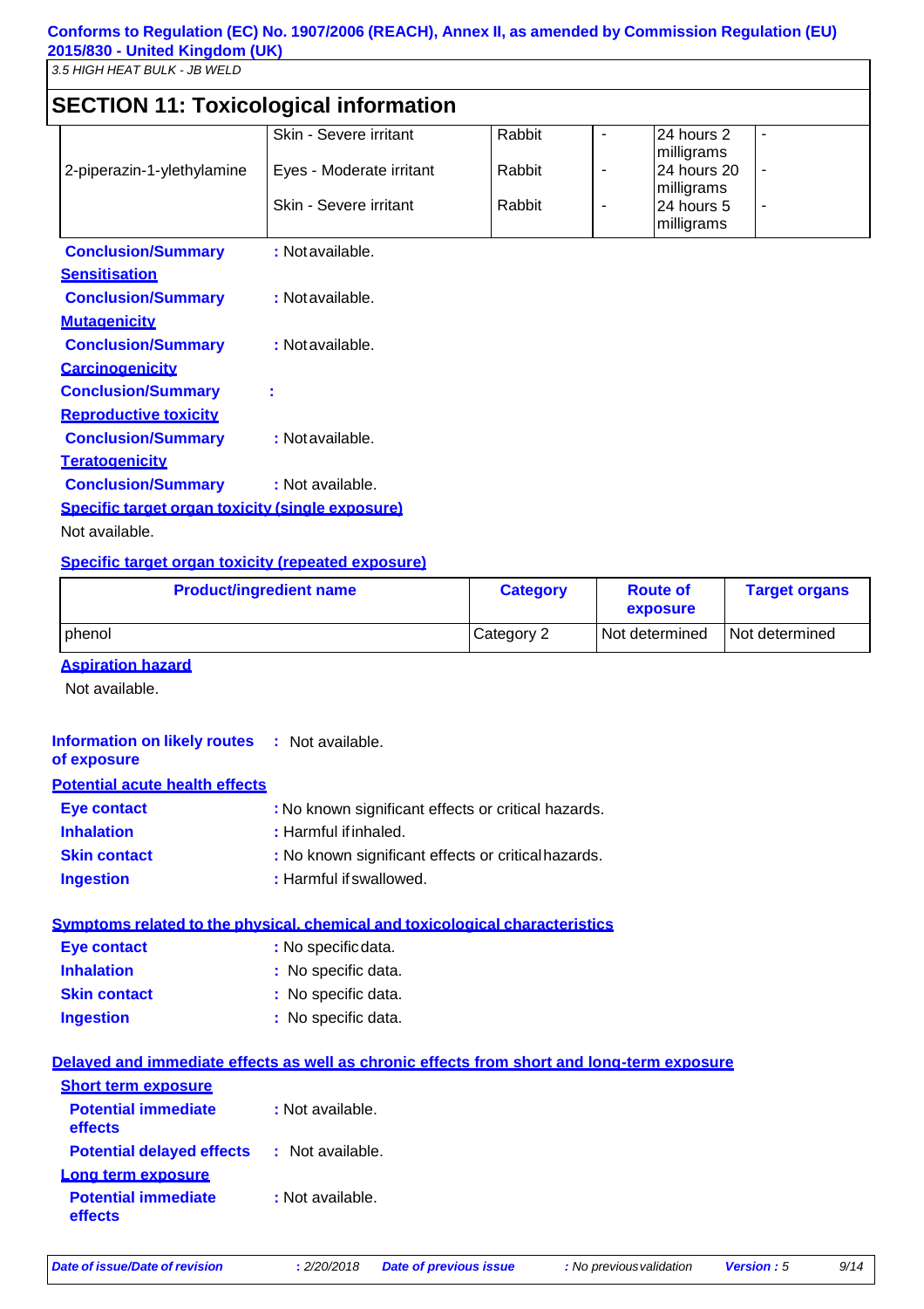## SECTION 11: Toxicological information

| | | | | | |
|---|---|---|---|---|---|
| 2-piperazin-1-ylethylamine | Skin - Severe irritant | Rabbit | - | 24 hours 2 milligrams | - |
| | Eyes - Moderate irritant | Rabbit | - | 24 hours 20 milligrams | - |
| | Skin - Severe irritant | Rabbit | - | 24 hours 5 milligrams | - |

**Conclusion/Summary** : Not available.

**Sensitisation**

**Conclusion/Summary** : Not available.

**Mutagenicity**

**Conclusion/Summary** : Not available.

**Carcinogenicity**

**Conclusion/Summary** :

**Reproductive toxicity**

**Conclusion/Summary** : Not available.

**Teratogenicity**

**Conclusion/Summary** : Not available.

**Specific target organ toxicity (single exposure)**

Not available.

**Specific target organ toxicity (repeated exposure)**

| Product/ingredient name | Category | Route of exposure | Target organs |
|---|---|---|---|
| phenol | Category 2 | Not determined | Not determined |

**Aspiration hazard**

Not available.

**Information on likely routes of exposure** : Not available.

**Potential acute health effects**

**Eye contact** : No known significant effects or critical hazards.

**Inhalation** : Harmful if inhaled.

**Skin contact** : No known significant effects or critical hazards.

**Ingestion** : Harmful if swallowed.

**Symptoms related to the physical, chemical and toxicological characteristics**

**Eye contact** : No specific data.

**Inhalation** : No specific data.

**Skin contact** : No specific data.

**Ingestion** : No specific data.

**Delayed and immediate effects as well as chronic effects from short and long-term exposure**

**Short term exposure**

**Potential immediate effects** : Not available.

**Potential delayed effects** : Not available.

**Long term exposure**

**Potential immediate effects** : Not available.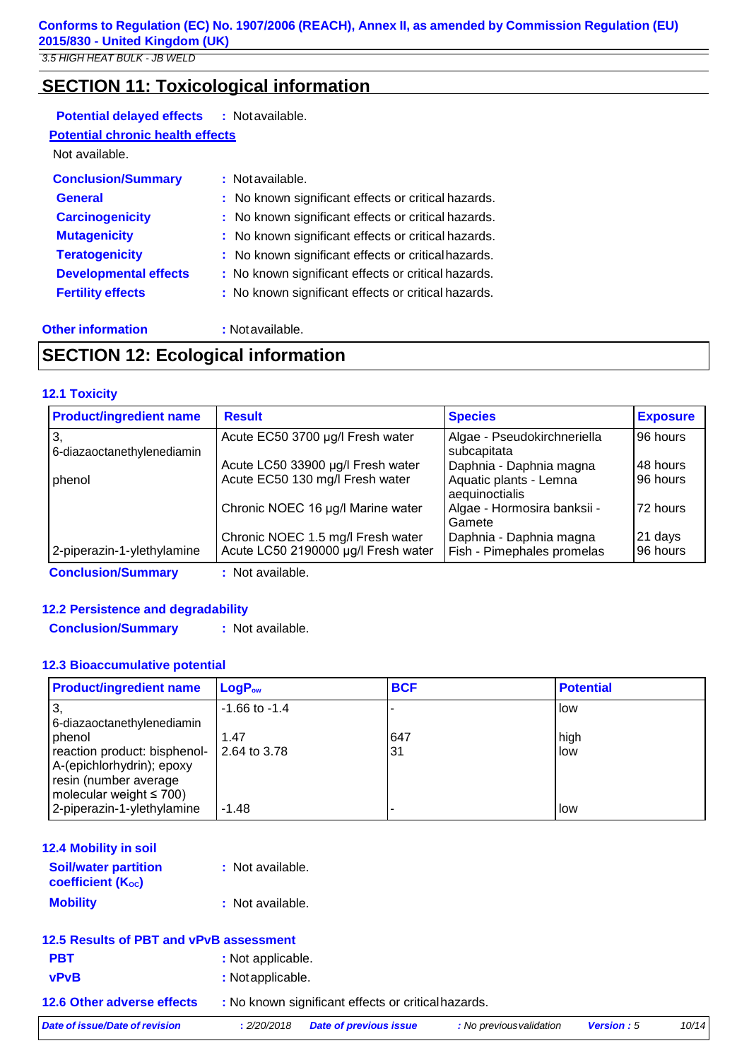## SECTION 11: Toxicological information

**Potential delayed effects** : Not available.

**Potential chronic health effects**

Not available.

**Conclusion/Summary** : Not available.

**General** : No known significant effects or critical hazards.

**Carcinogenicity** : No known significant effects or critical hazards.

**Mutagenicity** : No known significant effects or critical hazards.

**Teratogenicity** : No known significant effects or critical hazards.

**Developmental effects** : No known significant effects or critical hazards.

**Fertility effects** : No known significant effects or critical hazards.

**Other information** : Not available.

## SECTION 12: Ecological information

### 12.1 Toxicity

| Product/ingredient name | Result | Species | Exposure |
|---|---|---|---|
| 3, 6-diazaoctanethylenediamin | Acute EC50 3700 µg/l Fresh water | Algae - Pseudokirchneriella subcapitata | 96 hours |
| | Acute LC50 33900 µg/l Fresh water | Daphnia - Daphnia magna | 48 hours |
| phenol | Acute EC50 130 mg/l Fresh water | Aquatic plants - Lemna aequinoctialis | 96 hours |
| | Chronic NOEC 16 µg/l Marine water | Algae - Hormosira banksii - Gamete | 72 hours |
| | Chronic NOEC 1.5 mg/l Fresh water | Daphnia - Daphnia magna | 21 days |
| 2-piperazin-1-ylethylamine | Acute LC50 2190000 µg/l Fresh water | Fish - Pimephales promelas | 96 hours |

**Conclusion/Summary** : Not available.

### 12.2 Persistence and degradability

**Conclusion/Summary** : Not available.

### 12.3 Bioaccumulative potential

| Product/ingredient name | $LogP_{ow}$ | BCF | Potential |
|---|---|---|---|
| 3, 6-diazaoctanethylenediamin | -1.66 to -1.4 | - | low |
| phenol | 1.47 | 647 | high |
| reaction product: bisphenol-A-(epichlorhydrin); epoxy resin (number average molecular weight ≤ 700) | 2.64 to 3.78 | 31 | low |
| 2-piperazin-1-ylethylamine | -1.48 | - | low |

### 12.4 Mobility in soil

**Soil/water partition coefficient ($K_{OC}$)** : Not available.

**Mobility** : Not available.

### 12.5 Results of PBT and vPvB assessment

**PBT** : Not applicable.

**vPvB** : Not applicable.

### 12.6 Other adverse effects

: No known significant effects or critical hazards.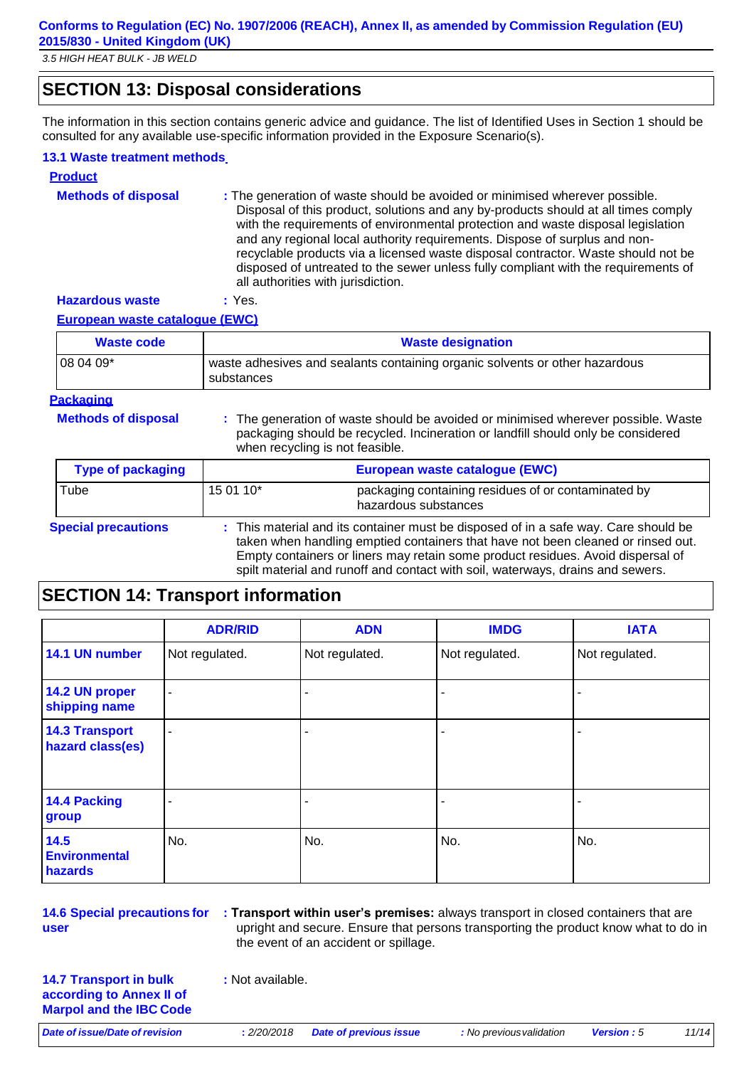## SECTION 13: Disposal considerations

The information in this section contains generic advice and guidance. The list of Identified Uses in Section 1 should be consulted for any available use-specific information provided in the Exposure Scenario(s).

### 13.1 Waste treatment methods

**Product**

**Methods of disposal** : The generation of waste should be avoided or minimised wherever possible. Disposal of this product, solutions and any by-products should at all times comply with the requirements of environmental protection and waste disposal legislation and any regional local authority requirements. Dispose of surplus and non-recyclable products via a licensed waste disposal contractor. Waste should not be disposed of untreated to the sewer unless fully compliant with the requirements of all authorities with jurisdiction.

**Hazardous waste** : Yes.

**European waste catalogue (EWC)**

| Waste code | Waste designation |
|---|---|
| 08 04 09* | waste adhesives and sealants containing organic solvents or other hazardous substances |

**Packaging**

**Methods of disposal** : The generation of waste should be avoided or minimised wherever possible. Waste packaging should be recycled. Incineration or landfill should only be considered when recycling is not feasible.

| Type of packaging | European waste catalogue (EWC) | |
|---|---|---|
| Tube | 15 01 10* | packaging containing residues of or contaminated by hazardous substances |

**Special precautions** : This material and its container must be disposed of in a safe way. Care should be taken when handling emptied containers that have not been cleaned or rinsed out. Empty containers or liners may retain some product residues. Avoid dispersal of spilt material and runoff and contact with soil, waterways, drains and sewers.

## SECTION 14: Transport information

| | ADR/RID | ADN | IMDG | IATA |
|---|---|---|---|---|
| 14.1 UN number | Not regulated. | Not regulated. | Not regulated. | Not regulated. |
| 14.2 UN proper shipping name | - | - | - | - |
| 14.3 Transport hazard class(es) | - | - | - | - |
| 14.4 Packing group | - | - | - | - |
| 14.5 Environmental hazards | No. | No. | No. | No. |

**14.6 Special precautions for user** : **Transport within user's premises:** always transport in closed containers that are upright and secure. Ensure that persons transporting the product know what to do in the event of an accident or spillage.

**14.7 Transport in bulk according to Annex II of Marpol and the IBC Code** : Not available.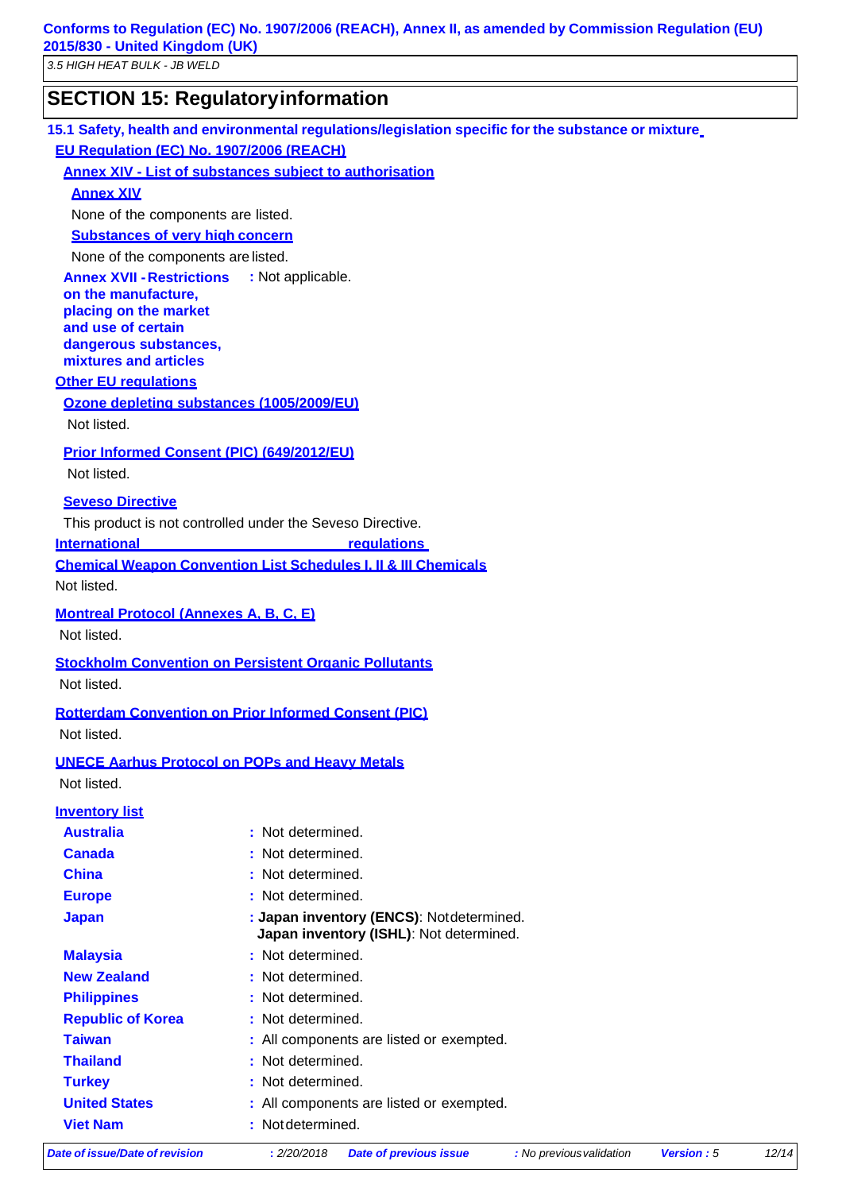## SECTION 15: Regulatory information

### 15.1 Safety, health and environmental regulations/legislation specific for the substance or mixture

**EU Regulation (EC) No. 1907/2006 (REACH)**

**Annex XIV - List of substances subject to authorisation**

**Annex XIV**

None of the components are listed.

**Substances of very high concern**

None of the components are listed.

**Annex XVII - Restrictions on the manufacture, placing on the market and use of certain dangerous substances, mixtures and articles** : Not applicable.

**Other EU regulations**

**Ozone depleting substances (1005/2009/EU)**

Not listed.

**Prior Informed Consent (PIC) (649/2012/EU)**

Not listed.

**Seveso Directive**

This product is not controlled under the Seveso Directive.

**International regulations**

**Chemical Weapon Convention List Schedules I, II & III Chemicals**

Not listed.

**Montreal Protocol (Annexes A, B, C, E)**

Not listed.

**Stockholm Convention on Persistent Organic Pollutants**

Not listed.

**Rotterdam Convention on Prior Informed Consent (PIC)**

Not listed.

**UNECE Aarhus Protocol on POPs and Heavy Metals**

Not listed.

**Inventory list**

| | |
|---|---|
| **Australia** | : Not determined. |
| **Canada** | : Not determined. |
| **China** | : Not determined. |
| **Europe** | : Not determined. |
| **Japan** | : **Japan inventory (ENCS)**: Not determined. **Japan inventory (ISHL)**: Not determined. |
| **Malaysia** | : Not determined. |
| **New Zealand** | : Not determined. |
| **Philippines** | : Not determined. |
| **Republic of Korea** | : Not determined. |
| **Taiwan** | : All components are listed or exempted. |
| **Thailand** | : Not determined. |
| **Turkey** | : Not determined. |
| **United States** | : All components are listed or exempted. |
| **Viet Nam** | : Not determined. |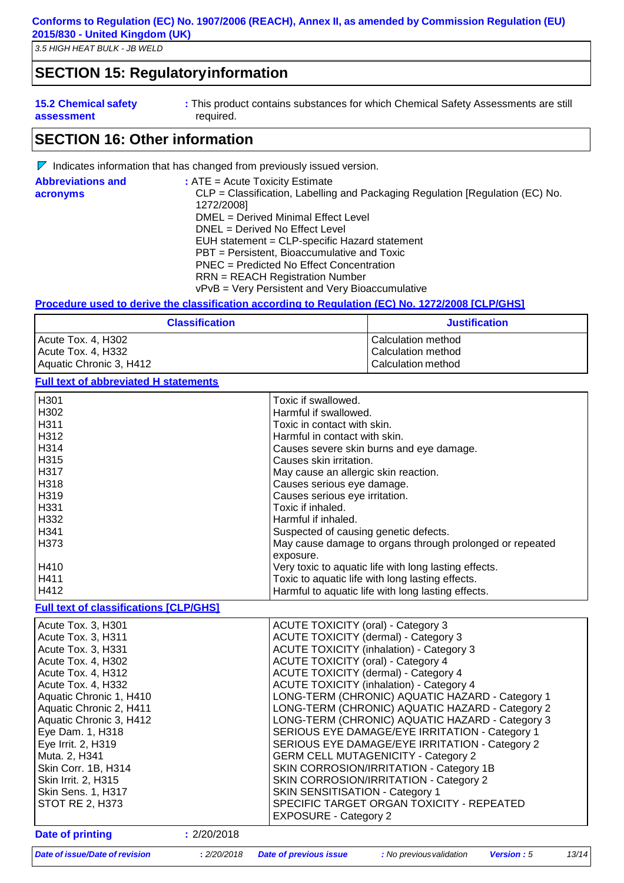## SECTION 15: Regulatory information

**15.2 Chemical safety assessment** : This product contains substances for which Chemical Safety Assessments are still required.

## SECTION 16: Other information

Indicates information that has changed from previously issued version.

**Abbreviations and acronyms** : ATE = Acute Toxicity Estimate
CLP = Classification, Labelling and Packaging Regulation [Regulation (EC) No. 1272/2008]
DMEL = Derived Minimal Effect Level
DNEL = Derived No Effect Level
EUH statement = CLP-specific Hazard statement
PBT = Persistent, Bioaccumulative and Toxic
PNEC = Predicted No Effect Concentration
RRN = REACH Registration Number
vPvB = Very Persistent and Very Bioaccumulative

**Procedure used to derive the classification according to Regulation (EC) No. 1272/2008 [CLP/GHS]**

| Classification | Justification |
|---|---|
| Acute Tox. 4, H302 | Calculation method |
| Acute Tox. 4, H332 | Calculation method |
| Aquatic Chronic 3, H412 | Calculation method |

**Full text of abbreviated H statements**

| | |
|---|---|
| H301 | Toxic if swallowed. |
| H302 | Harmful if swallowed. |
| H311 | Toxic in contact with skin. |
| H312 | Harmful in contact with skin. |
| H314 | Causes severe skin burns and eye damage. |
| H315 | Causes skin irritation. |
| H317 | May cause an allergic skin reaction. |
| H318 | Causes serious eye damage. |
| H319 | Causes serious eye irritation. |
| H331 | Toxic if inhaled. |
| H332 | Harmful if inhaled. |
| H341 | Suspected of causing genetic defects. |
| H373 | May cause damage to organs through prolonged or repeated exposure. |
| H410 | Very toxic to aquatic life with long lasting effects. |
| H411 | Toxic to aquatic life with long lasting effects. |
| H412 | Harmful to aquatic life with long lasting effects. |

**Full text of classifications [CLP/GHS]**

| | |
|---|---|
| Acute Tox. 3, H301 | ACUTE TOXICITY (oral) - Category 3 |
| Acute Tox. 3, H311 | ACUTE TOXICITY (dermal) - Category 3 |
| Acute Tox. 3, H331 | ACUTE TOXICITY (inhalation) - Category 3 |
| Acute Tox. 4, H302 | ACUTE TOXICITY (oral) - Category 4 |
| Acute Tox. 4, H312 | ACUTE TOXICITY (dermal) - Category 4 |
| Acute Tox. 4, H332 | ACUTE TOXICITY (inhalation) - Category 4 |
| Aquatic Chronic 1, H410 | LONG-TERM (CHRONIC) AQUATIC HAZARD - Category 1 |
| Aquatic Chronic 2, H411 | LONG-TERM (CHRONIC) AQUATIC HAZARD - Category 2 |
| Aquatic Chronic 3, H412 | LONG-TERM (CHRONIC) AQUATIC HAZARD - Category 3 |
| Eye Dam. 1, H318 | SERIOUS EYE DAMAGE/EYE IRRITATION - Category 1 |
| Eye Irrit. 2, H319 | SERIOUS EYE DAMAGE/EYE IRRITATION - Category 2 |
| Muta. 2, H341 | GERM CELL MUTAGENICITY - Category 2 |
| Skin Corr. 1B, H314 | SKIN CORROSION/IRRITATION - Category 1B |
| Skin Irrit. 2, H315 | SKIN CORROSION/IRRITATION - Category 2 |
| Skin Sens. 1, H317 | SKIN SENSITISATION - Category 1 |
| STOT RE 2, H373 | SPECIFIC TARGET ORGAN TOXICITY - REPEATED EXPOSURE - Category 2 |

**Date of printing** : 2/20/2018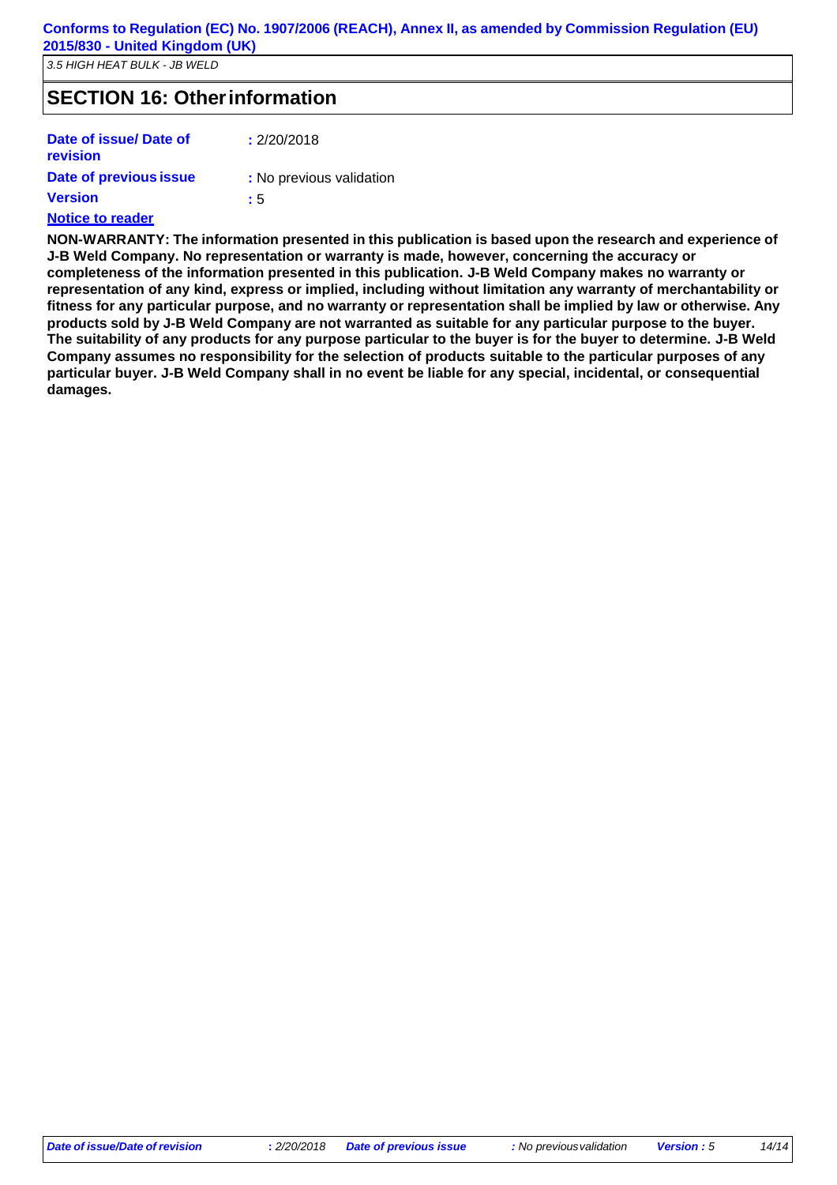## SECTION 16: Other information

| | |
|---|---|
| **Date of issue/ Date of revision** | : 2/20/2018 |
| **Date of previous issue** | : No previous validation |
| **Version** | : 5 |

**Notice to reader**

**NON-WARRANTY: The information presented in this publication is based upon the research and experience of J-B Weld Company. No representation or warranty is made, however, concerning the accuracy or completeness of the information presented in this publication. J-B Weld Company makes no warranty or representation of any kind, express or implied, including without limitation any warranty of merchantability or fitness for any particular purpose, and no warranty or representation shall be implied by law or otherwise. Any products sold by J-B Weld Company are not warranted as suitable for any particular purpose to the buyer. The suitability of any products for any purpose particular to the buyer is for the buyer to determine. J-B Weld Company assumes no responsibility for the selection of products suitable to the particular purposes of any particular buyer. J-B Weld Company shall in no event be liable for any special, incidental, or consequential damages.**